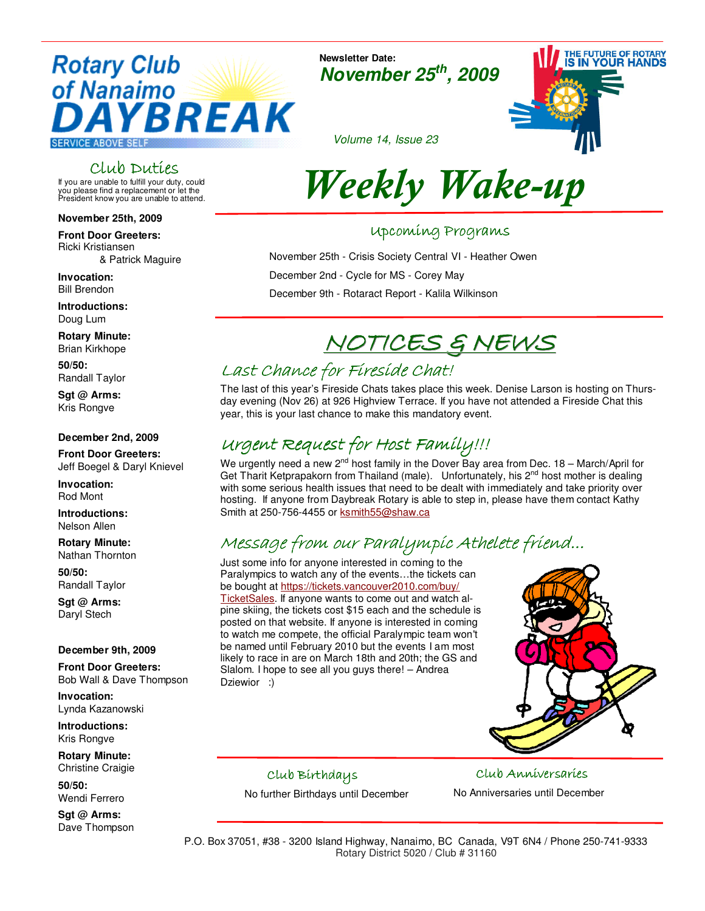# Rotary Club of Nanaimo DAYBREAK

SERVICE ABOVE SELF

**Newsletter Date:**

***November 25th, 2009***

*Volume 14, Issue 23*

THE FUTURE OF ROTARY IS IN YOUR HANDS

# *Weekly Wake-up*

## Club Duties

If you are unable to fulfill your duty, could you please find a replacement or let the President know you are unable to attend.

**November 25th, 2009**

**Front Door Greeters:**
Ricki Kristiansen & Patrick Maguire

**Invocation:**
Bill Brendon

**Introductions:**
Doug Lum

**Rotary Minute:**
Brian Kirkhope

**50/50:**
Randall Taylor

**Sgt @ Arms:**
Kris Rongve

**December 2nd, 2009**

**Front Door Greeters:**
Jeff Boegel & Daryl Knievel

**Invocation:**
Rod Mont

**Introductions:**
Nelson Allen

**Rotary Minute:**
Nathan Thornton

**50/50:**
Randall Taylor

**Sgt @ Arms:**
Daryl Stech

**December 9th, 2009**

**Front Door Greeters:**
Bob Wall & Dave Thompson

**Invocation:**
Lynda Kazanowski

**Introductions:**
Kris Rongve

**Rotary Minute:**
Christine Craigie

**50/50:**
Wendi Ferrero

**Sgt @ Arms:**
Dave Thompson

## Upcoming Programs

November 25th - Crisis Society Central VI - Heather Owen

December 2nd - Cycle for MS - Corey May

December 9th - Rotaract Report - Kalila Wilkinson

## NOTICES & NEWS

### Last Chance for Fireside Chat!

The last of this year's Fireside Chats takes place this week. Denise Larson is hosting on Thursday evening (Nov 26) at 926 Highview Terrace. If you have not attended a Fireside Chat this year, this is your last chance to make this mandatory event.

### Urgent Request for Host Family!!!

We urgently need a new 2nd host family in the Dover Bay area from Dec. 18 – March/April for Get Tharit Ketprapakorn from Thailand (male). Unfortunately, his 2nd host mother is dealing with some serious health issues that need to be dealt with immediately and take priority over hosting. If anyone from Daybreak Rotary is able to step in, please have them contact Kathy Smith at 250-756-4455 or ksmith55@shaw.ca

### Message from our Paralympic Athelete friend...

Just some info for anyone interested in coming to the Paralympics to watch any of the events…the tickets can be bought at https://tickets.vancouver2010.com/buy/TicketSales. If anyone wants to come out and watch alpine skiing, the tickets cost $15 each and the schedule is posted on that website. If anyone is interested in coming to watch me compete, the official Paralympic team won't be named until February 2010 but the events I am most likely to race in are on March 18th and 20th; the GS and Slalom. I hope to see all you guys there! – Andrea Dziewior :)

### Club Birthdays

No further Birthdays until December

### Club Anniversaries

No Anniversaries until December

P.O. Box 37051, #38 - 3200 Island Highway, Nanaimo, BC Canada, V9T 6N4 / Phone 250-741-9333
Rotary District 5020 / Club # 31160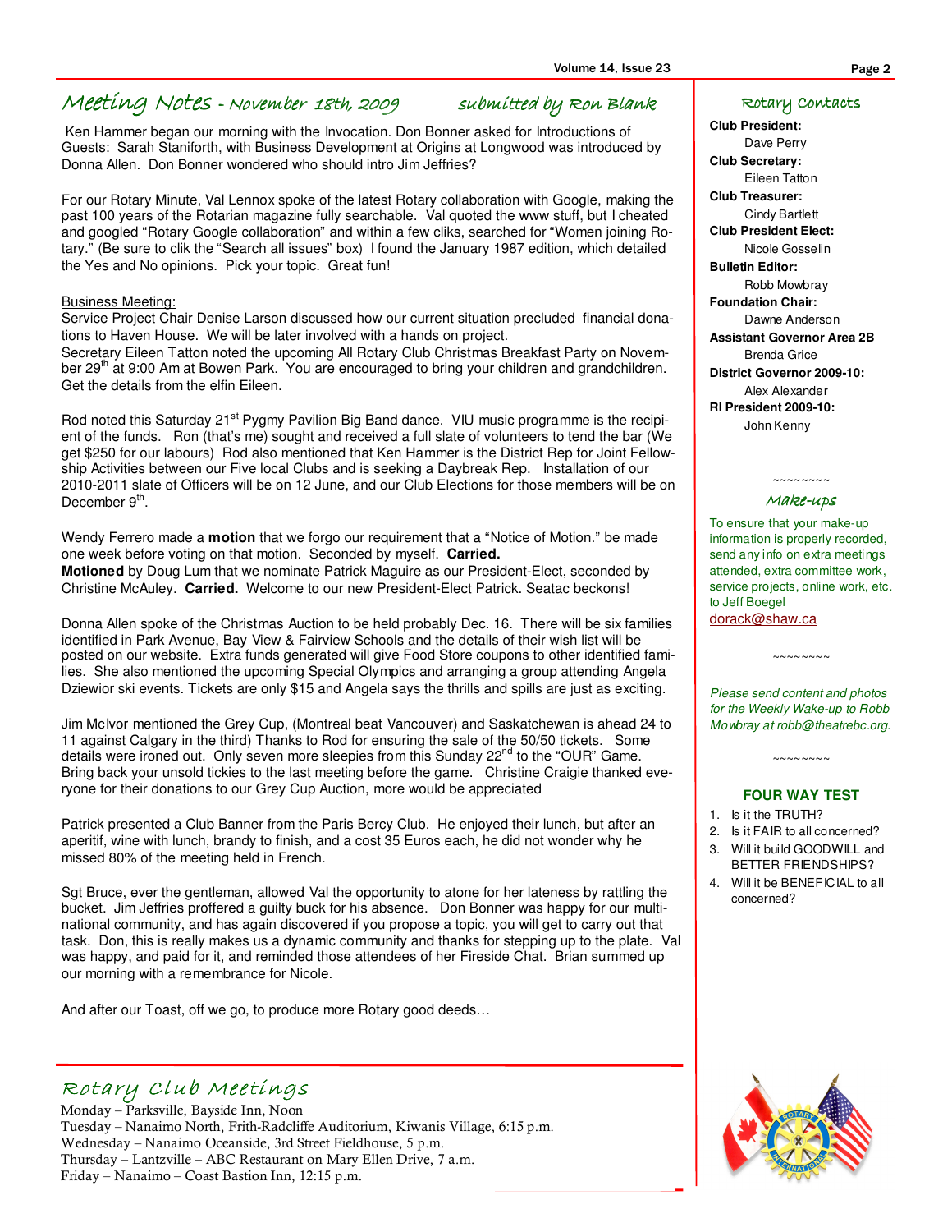## Meeting Notes - November 18th, 2009

*submitted by Ron Blank*

Ken Hammer began our morning with the Invocation. Don Bonner asked for Introductions of Guests: Sarah Staniforth, with Business Development at Origins at Longwood was introduced by Donna Allen. Don Bonner wondered who should intro Jim Jeffries?

For our Rotary Minute, Val Lennox spoke of the latest Rotary collaboration with Google, making the past 100 years of the Rotarian magazine fully searchable. Val quoted the www stuff, but I cheated and googled "Rotary Google collaboration" and within a few cliks, searched for "Women joining Rotary." (Be sure to clik the "Search all issues" box) I found the January 1987 edition, which detailed the Yes and No opinions. Pick your topic. Great fun!

Business Meeting:

Service Project Chair Denise Larson discussed how our current situation precluded financial donations to Haven House. We will be later involved with a hands on project.

Secretary Eileen Tatton noted the upcoming All Rotary Club Christmas Breakfast Party on November 29th at 9:00 Am at Bowen Park. You are encouraged to bring your children and grandchildren. Get the details from the elfin Eileen.

Rod noted this Saturday 21st Pygmy Pavilion Big Band dance. VIU music programme is the recipient of the funds. Ron (that's me) sought and received a full slate of volunteers to tend the bar (We get $250 for our labours) Rod also mentioned that Ken Hammer is the District Rep for Joint Fellowship Activities between our Five local Clubs and is seeking a Daybreak Rep. Installation of our 2010-2011 slate of Officers will be on 12 June, and our Club Elections for those members will be on December 9th.

Wendy Ferrero made a **motion** that we forgo our requirement that a "Notice of Motion." be made one week before voting on that motion. Seconded by myself. **Carried.**

**Motioned** by Doug Lum that we nominate Patrick Maguire as our President-Elect, seconded by Christine McAuley. **Carried.** Welcome to our new President-Elect Patrick. Seatac beckons!

Donna Allen spoke of the Christmas Auction to be held probably Dec. 16. There will be six families identified in Park Avenue, Bay View & Fairview Schools and the details of their wish list will be posted on our website. Extra funds generated will give Food Store coupons to other identified families. She also mentioned the upcoming Special Olympics and arranging a group attending Angela Dziewior ski events. Tickets are only $15 and Angela says the thrills and spills are just as exciting.

Jim McIvor mentioned the Grey Cup, (Montreal beat Vancouver) and Saskatchewan is ahead 24 to 11 against Calgary in the third) Thanks to Rod for ensuring the sale of the 50/50 tickets. Some details were ironed out. Only seven more sleepies from this Sunday 22nd to the "OUR" Game. Bring back your unsold tickies to the last meeting before the game. Christine Craigie thanked everyone for their donations to our Grey Cup Auction, more would be appreciated

Patrick presented a Club Banner from the Paris Bercy Club. He enjoyed their lunch, but after an aperitif, wine with lunch, brandy to finish, and a cost 35 Euros each, he did not wonder why he missed 80% of the meeting held in French.

Sgt Bruce, ever the gentleman, allowed Val the opportunity to atone for her lateness by rattling the bucket. Jim Jeffries proffered a guilty buck for his absence. Don Bonner was happy for our multinational community, and has again discovered if you propose a topic, you will get to carry out that task. Don, this is really makes us a dynamic community and thanks for stepping up to the plate. Val was happy, and paid for it, and reminded those attendees of her Fireside Chat. Brian summed up our morning with a remembrance for Nicole.

And after our Toast, off we go, to produce more Rotary good deeds…

## Rotary Club Meetings

Monday – Parksville, Bayside Inn, Noon
Tuesday – Nanaimo North, Frith-Radcliffe Auditorium, Kiwanis Village, 6:15 p.m.
Wednesday – Nanaimo Oceanside, 3rd Street Fieldhouse, 5 p.m.
Thursday – Lantzville – ABC Restaurant on Mary Ellen Drive, 7 a.m.
Friday – Nanaimo – Coast Bastion Inn, 12:15 p.m.

## Rotary Contacts

**Club President:**
Dave Perry
**Club Secretary:**
Eileen Tatton
**Club Treasurer:**
Cindy Bartlett
**Club President Elect:**
Nicole Gosselin
**Bulletin Editor:**
Robb Mowbray
**Foundation Chair:**
Dawne Anderson
**Assistant Governor Area 2B**
Brenda Grice
**District Governor 2009-10:**
Alex Alexander
**RI President 2009-10:**
John Kenny

~~~~~~~~

## Make-ups

To ensure that your make-up information is properly recorded, send any info on extra meetings attended, extra committee work, service projects, online work, etc. to Jeff Boegel
dorack@shaw.ca

~~~~~~~~

*Please send content and photos for the Weekly Wake-up to Robb Mowbray at robb@theatrebc.org.*

~~~~~~~~

### FOUR WAY TEST

1. Is it the TRUTH?
2. Is it FAIR to all concerned?
3. Will it build GOODWILL and BETTER FRIENDSHIPS?
4. Will it be BENEFICIAL to all concerned?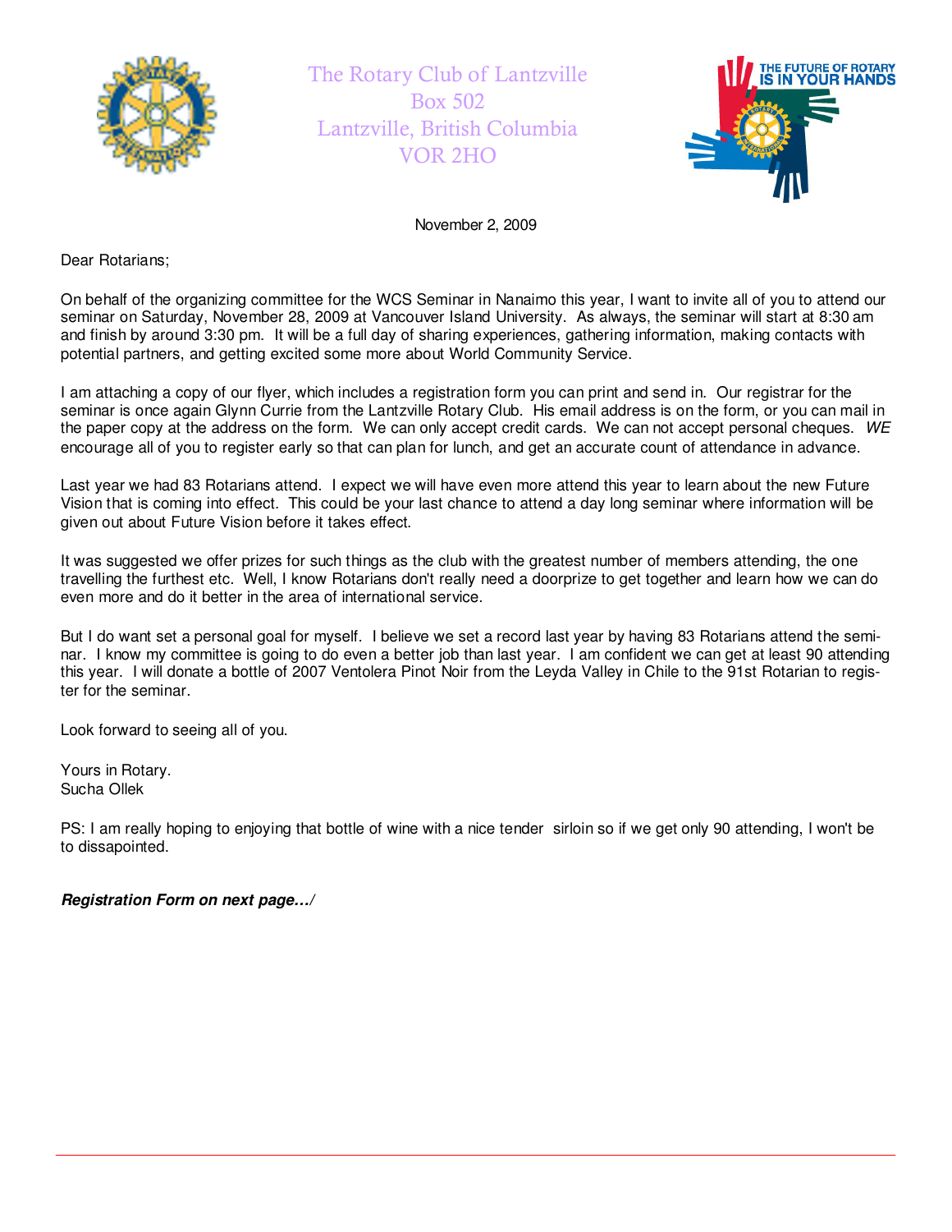The Rotary Club of Lantzville
Box 502
Lantzville, British Columbia
V0R 2H0

THE FUTURE OF ROTARY IS IN YOUR HANDS

November 2, 2009

Dear Rotarians;

On behalf of the organizing committee for the WCS Seminar in Nanaimo this year, I want to invite all of you to attend our seminar on Saturday, November 28, 2009 at Vancouver Island University. As always, the seminar will start at 8:30 am and finish by around 3:30 pm. It will be a full day of sharing experiences, gathering information, making contacts with potential partners, and getting excited some more about World Community Service.

I am attaching a copy of our flyer, which includes a registration form you can print and send in. Our registrar for the seminar is once again Glynn Currie from the Lantzville Rotary Club. His email address is on the form, or you can mail in the paper copy at the address on the form. We can only accept credit cards. We can not accept personal cheques. *WE* encourage all of you to register early so that can plan for lunch, and get an accurate count of attendance in advance.

Last year we had 83 Rotarians attend. I expect we will have even more attend this year to learn about the new Future Vision that is coming into effect. This could be your last chance to attend a day long seminar where information will be given out about Future Vision before it takes effect.

It was suggested we offer prizes for such things as the club with the greatest number of members attending, the one travelling the furthest etc. Well, I know Rotarians don't really need a doorprize to get together and learn how we can do even more and do it better in the area of international service.

But I do want set a personal goal for myself. I believe we set a record last year by having 83 Rotarians attend the seminar. I know my committee is going to do even a better job than last year. I am confident we can get at least 90 attending this year. I will donate a bottle of 2007 Ventolera Pinot Noir from the Leyda Valley in Chile to the 91st Rotarian to register for the seminar.

Look forward to seeing all of you.

Yours in Rotary.
Sucha Ollek

PS: I am really hoping to enjoying that bottle of wine with a nice tender sirloin so if we get only 90 attending, I won't be to dissapointed.

***Registration Form on next page…/***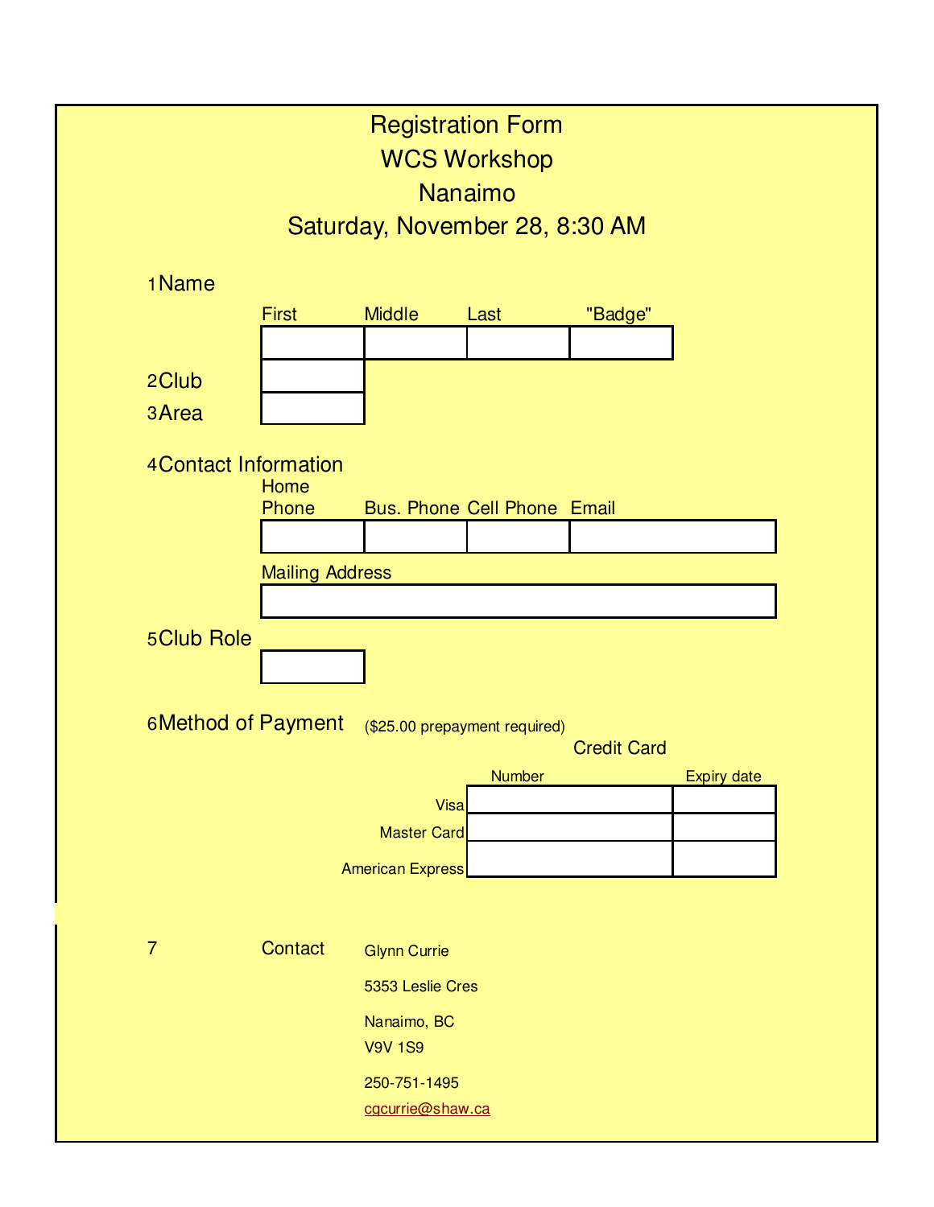# Registration Form

## WCS Workshop

## Nanaimo

## Saturday, November 28, 8:30 AM

1 Name

| First | Middle | Last | "Badge" |
|---|---|---|---|
| | | | |

2 Club

3 Area

4 Contact Information

| Home Phone | Bus. Phone | Cell Phone | Email |
|---|---|---|---|
| | | | |

Mailing Address

5 Club Role

6 Method of Payment ($25.00 prepayment required)

Credit Card

| | Number | Expiry date |
|---|---|---|
| Visa | | |
| Master Card | | |
| American Express | | |

7 Contact

Glynn Currie

5353 Leslie Cres

Nanaimo, BC
V9V 1S9

250-751-1495

cgcurrie@shaw.ca